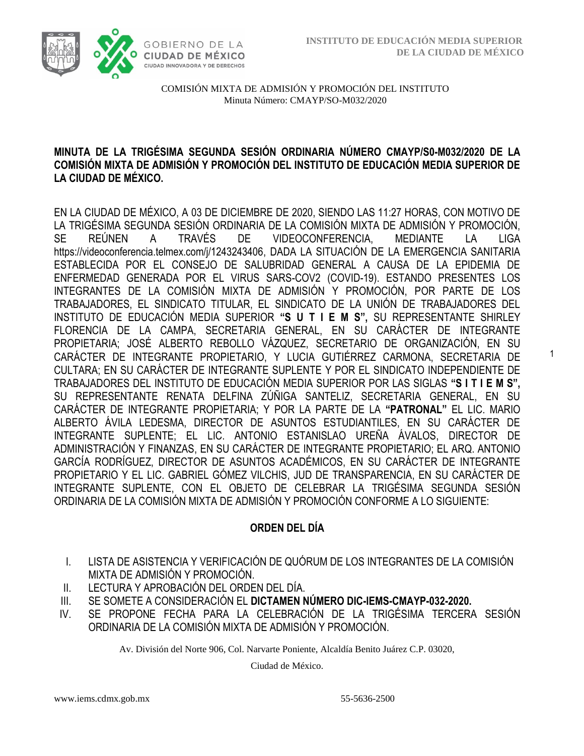COMISIÓN MIXTA DE ADMISIÓN Y PROMOCIÓN DEL INSTITUTO
Minuta Número: CMAYP/SO-M032/2020

**MINUTA DE LA TRIGÉSIMA SEGUNDA SESIÓN ORDINARIA NÚMERO CMAYP/S0-M032/2020 DE LA COMISIÓN MIXTA DE ADMISIÓN Y PROMOCIÓN DEL INSTITUTO DE EDUCACIÓN MEDIA SUPERIOR DE LA CIUDAD DE MÉXICO.**

EN LA CIUDAD DE MÉXICO, A 03 DE DICIEMBRE DE 2020, SIENDO LAS 11:27 HORAS, CON MOTIVO DE LA TRIGÉSIMA SEGUNDA SESIÓN ORDINARIA DE LA COMISIÓN MIXTA DE ADMISIÓN Y PROMOCIÓN, SE REÚNEN A TRAVÉS DE VIDEOCONFERENCIA, MEDIANTE LA LIGA https://videoconferencia.telmex.com/j/1243243406, DADA LA SITUACIÓN DE LA EMERGENCIA SANITARIA ESTABLECIDA POR EL CONSEJO DE SALUBRIDAD GENERAL A CAUSA DE LA EPIDEMIA DE ENFERMEDAD GENERADA POR EL VIRUS SARS-COV2 (COVID-19). ESTANDO PRESENTES LOS INTEGRANTES DE LA COMISIÓN MIXTA DE ADMISIÓN Y PROMOCIÓN, POR PARTE DE LOS TRABAJADORES, EL SINDICATO TITULAR, EL SINDICATO DE LA UNIÓN DE TRABAJADORES DEL INSTITUTO DE EDUCACIÓN MEDIA SUPERIOR **"S U T I E M S",** SU REPRESENTANTE SHIRLEY FLORENCIA DE LA CAMPA, SECRETARIA GENERAL, EN SU CARÁCTER DE INTEGRANTE PROPIETARIA; JOSÉ ALBERTO REBOLLO VÁZQUEZ, SECRETARIO DE ORGANIZACIÓN, EN SU CARÁCTER DE INTEGRANTE PROPIETARIO, Y LUCIA GUTIÉRREZ CARMONA, SECRETARIA DE CULTARA; EN SU CARÁCTER DE INTEGRANTE SUPLENTE Y POR EL SINDICATO INDEPENDIENTE DE TRABAJADORES DEL INSTITUTO DE EDUCACIÓN MEDIA SUPERIOR POR LAS SIGLAS **"S I T I E M S",** SU REPRESENTANTE RENATA DELFINA ZÚÑIGA SANTELIZ, SECRETARIA GENERAL, EN SU CARÁCTER DE INTEGRANTE PROPIETARIA; Y POR LA PARTE DE LA **"PATRONAL"** EL LIC. MARIO ALBERTO ÁVILA LEDESMA, DIRECTOR DE ASUNTOS ESTUDIANTILES, EN SU CARÁCTER DE INTEGRANTE SUPLENTE; EL LIC. ANTONIO ESTANISLAO UREÑA ÁVALOS, DIRECTOR DE ADMINISTRACIÓN Y FINANZAS, EN SU CARÁCTER DE INTEGRANTE PROPIETARIO; EL ARQ. ANTONIO GARCÍA RODRÍGUEZ, DIRECTOR DE ASUNTOS ACADÉMICOS, EN SU CARÁCTER DE INTEGRANTE PROPIETARIO Y EL LIC. GABRIEL GÓMEZ VILCHIS, JUD DE TRANSPARENCIA, EN SU CARÁCTER DE INTEGRANTE SUPLENTE, CON EL OBJETO DE CELEBRAR LA TRIGÉSIMA SEGUNDA SESIÓN ORDINARIA DE LA COMISIÓN MIXTA DE ADMISIÓN Y PROMOCIÓN CONFORME A LO SIGUIENTE:

## ORDEN DEL DÍA

I. LISTA DE ASISTENCIA Y VERIFICACIÓN DE QUÓRUM DE LOS INTEGRANTES DE LA COMISIÓN MIXTA DE ADMISIÓN Y PROMOCIÓN.
II. LECTURA Y APROBACIÓN DEL ORDEN DEL DÍA.
III. SE SOMETE A CONSIDERACIÓN EL **DICTAMEN NÚMERO DIC-IEMS-CMAYP-032-2020.**
IV. SE PROPONE FECHA PARA LA CELEBRACIÓN DE LA TRIGÉSIMA TERCERA SESIÓN ORDINARIA DE LA COMISIÓN MIXTA DE ADMISIÓN Y PROMOCIÓN.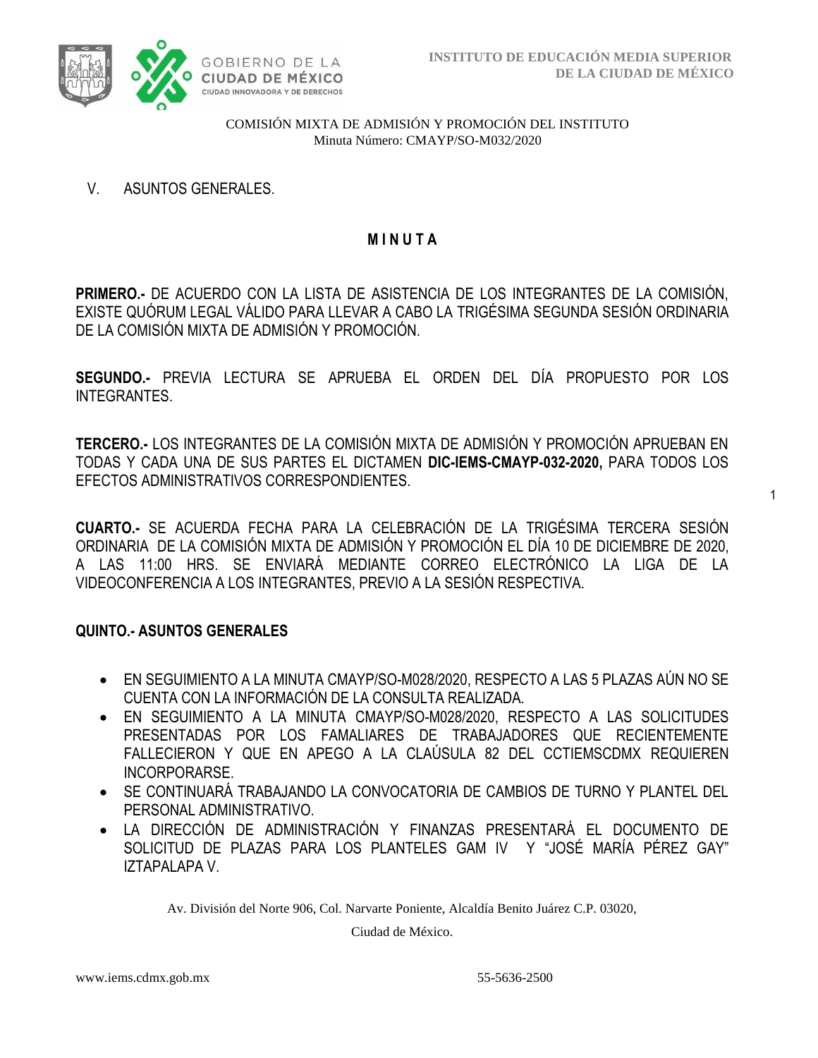COMISIÓN MIXTA DE ADMISIÓN Y PROMOCIÓN DEL INSTITUTO
Minuta Número: CMAYP/SO-M032/2020

V. ASUNTOS GENERALES.

## M I N U T A

**PRIMERO.-** DE ACUERDO CON LA LISTA DE ASISTENCIA DE LOS INTEGRANTES DE LA COMISIÓN, EXISTE QUÓRUM LEGAL VÁLIDO PARA LLEVAR A CABO LA TRIGÉSIMA SEGUNDA SESIÓN ORDINARIA DE LA COMISIÓN MIXTA DE ADMISIÓN Y PROMOCIÓN.

**SEGUNDO.-** PREVIA LECTURA SE APRUEBA EL ORDEN DEL DÍA PROPUESTO POR LOS INTEGRANTES.

**TERCERO.-** LOS INTEGRANTES DE LA COMISIÓN MIXTA DE ADMISIÓN Y PROMOCIÓN APRUEBAN EN TODAS Y CADA UNA DE SUS PARTES EL DICTAMEN **DIC-IEMS-CMAYP-032-2020,** PARA TODOS LOS EFECTOS ADMINISTRATIVOS CORRESPONDIENTES.

**CUARTO.-** SE ACUERDA FECHA PARA LA CELEBRACIÓN DE LA TRIGÉSIMA TERCERA SESIÓN ORDINARIA DE LA COMISIÓN MIXTA DE ADMISIÓN Y PROMOCIÓN EL DÍA 10 DE DICIEMBRE DE 2020, A LAS 11:00 HRS. SE ENVIARÁ MEDIANTE CORREO ELECTRÓNICO LA LIGA DE LA VIDEOCONFERENCIA A LOS INTEGRANTES, PREVIO A LA SESIÓN RESPECTIVA.

**QUINTO.- ASUNTOS GENERALES**

- EN SEGUIMIENTO A LA MINUTA CMAYP/SO-M028/2020, RESPECTO A LAS 5 PLAZAS AÚN NO SE CUENTA CON LA INFORMACIÓN DE LA CONSULTA REALIZADA.
- EN SEGUIMIENTO A LA MINUTA CMAYP/SO-M028/2020, RESPECTO A LAS SOLICITUDES PRESENTADAS POR LOS FAMALIARES DE TRABAJADORES QUE RECIENTEMENTE FALLECIERON Y QUE EN APEGO A LA CLAÚSULA 82 DEL CCTIEMSCDMX REQUIEREN INCORPORARSE.
- SE CONTINUARÁ TRABAJANDO LA CONVOCATORIA DE CAMBIOS DE TURNO Y PLANTEL DEL PERSONAL ADMINISTRATIVO.
- LA DIRECCIÓN DE ADMINISTRACIÓN Y FINANZAS PRESENTARÁ EL DOCUMENTO DE SOLICITUD DE PLAZAS PARA LOS PLANTELES GAM IV Y "JOSÉ MARÍA PÉREZ GAY" IZTAPALAPA V.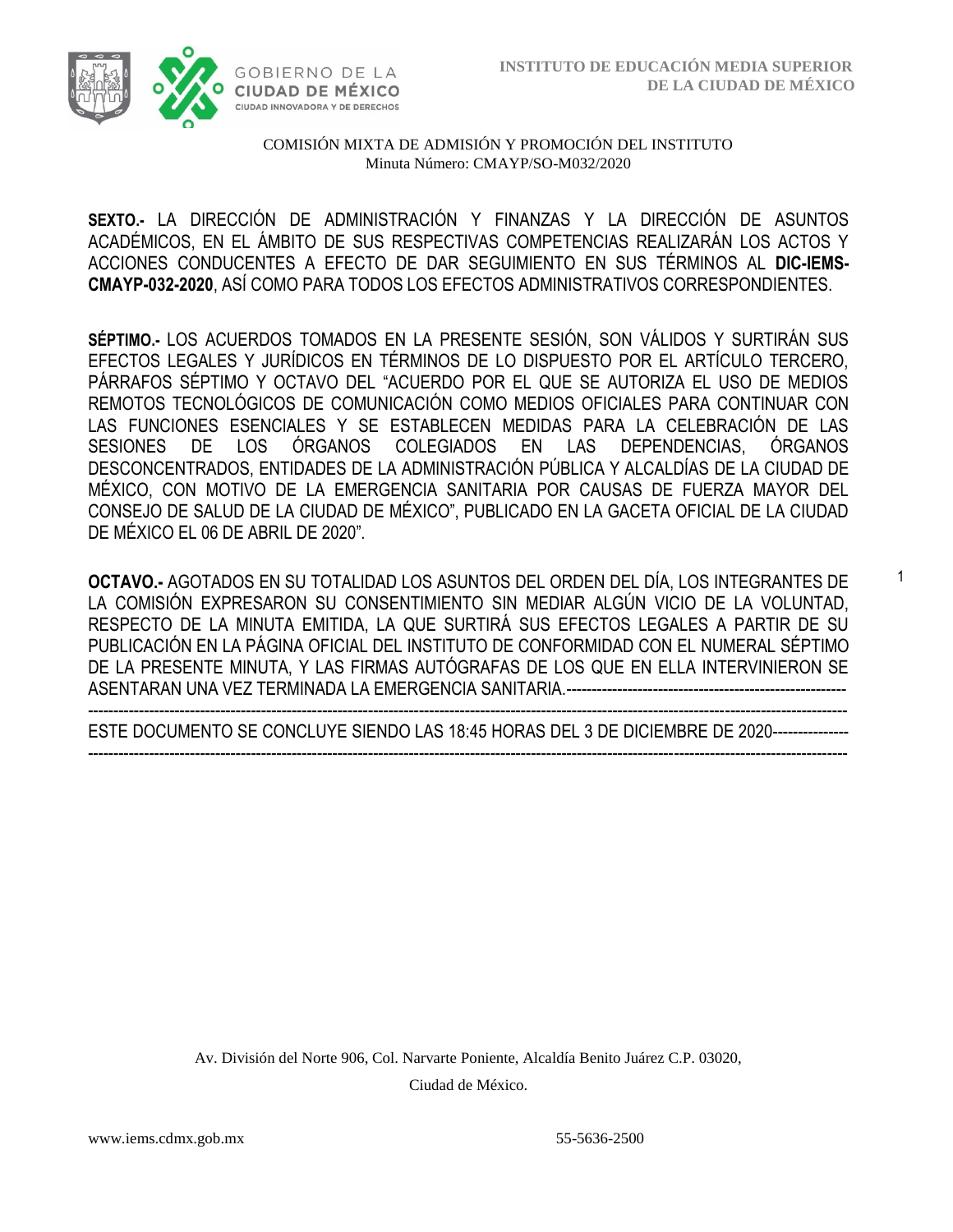COMISIÓN MIXTA DE ADMISIÓN Y PROMOCIÓN DEL INSTITUTO
Minuta Número: CMAYP/SO-M032/2020

**SEXTO.-** LA DIRECCIÓN DE ADMINISTRACIÓN Y FINANZAS Y LA DIRECCIÓN DE ASUNTOS ACADÉMICOS, EN EL ÁMBITO DE SUS RESPECTIVAS COMPETENCIAS REALIZARÁN LOS ACTOS Y ACCIONES CONDUCENTES A EFECTO DE DAR SEGUIMIENTO EN SUS TÉRMINOS AL **DIC-IEMS-CMAYP-032-2020**, ASÍ COMO PARA TODOS LOS EFECTOS ADMINISTRATIVOS CORRESPONDIENTES.

**SÉPTIMO.-** LOS ACUERDOS TOMADOS EN LA PRESENTE SESIÓN, SON VÁLIDOS Y SURTIRÁN SUS EFECTOS LEGALES Y JURÍDICOS EN TÉRMINOS DE LO DISPUESTO POR EL ARTÍCULO TERCERO, PÁRRAFOS SÉPTIMO Y OCTAVO DEL "ACUERDO POR EL QUE SE AUTORIZA EL USO DE MEDIOS REMOTOS TECNOLÓGICOS DE COMUNICACIÓN COMO MEDIOS OFICIALES PARA CONTINUAR CON LAS FUNCIONES ESENCIALES Y SE ESTABLECEN MEDIDAS PARA LA CELEBRACIÓN DE LAS SESIONES DE LOS ÓRGANOS COLEGIADOS EN LAS DEPENDENCIAS, ÓRGANOS DESCONCENTRADOS, ENTIDADES DE LA ADMINISTRACIÓN PÚBLICA Y ALCALDÍAS DE LA CIUDAD DE MÉXICO, CON MOTIVO DE LA EMERGENCIA SANITARIA POR CAUSAS DE FUERZA MAYOR DEL CONSEJO DE SALUD DE LA CIUDAD DE MÉXICO", PUBLICADO EN LA GACETA OFICIAL DE LA CIUDAD DE MÉXICO EL 06 DE ABRIL DE 2020".

**OCTAVO.-** AGOTADOS EN SU TOTALIDAD LOS ASUNTOS DEL ORDEN DEL DÍA, LOS INTEGRANTES DE LA COMISIÓN EXPRESARON SU CONSENTIMIENTO SIN MEDIAR ALGÚN VICIO DE LA VOLUNTAD, RESPECTO DE LA MINUTA EMITIDA, LA QUE SURTIRÁ SUS EFECTOS LEGALES A PARTIR DE SU PUBLICACIÓN EN LA PÁGINA OFICIAL DEL INSTITUTO DE CONFORMIDAD CON EL NUMERAL SÉPTIMO DE LA PRESENTE MINUTA, Y LAS FIRMAS AUTÓGRAFAS DE LOS QUE EN ELLA INTERVINIERON SE ASENTARAN UNA VEZ TERMINADA LA EMERGENCIA SANITARIA.-----------------------------------------------------------
-----------------------------------------------------------------------------------------------------------------------------------------------

ESTE DOCUMENTO SE CONCLUYE SIENDO LAS 18:45 HORAS DEL 3 DE DICIEMBRE DE 2020--------------
-----------------------------------------------------------------------------------------------------------------------------------------------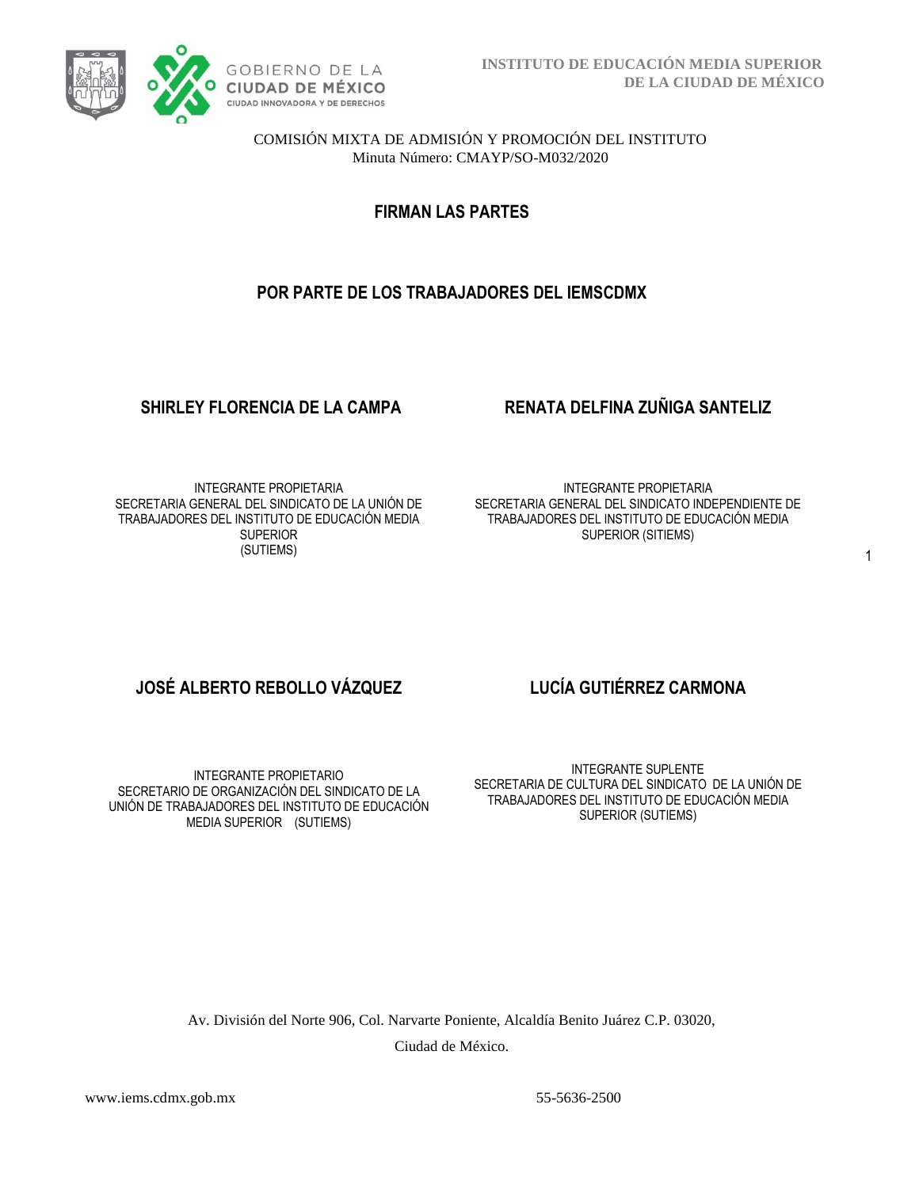COMISIÓN MIXTA DE ADMISIÓN Y PROMOCIÓN DEL INSTITUTO
Minuta Número: CMAYP/SO-M032/2020

## FIRMAN LAS PARTES

## POR PARTE DE LOS TRABAJADORES DEL IEMSCDMX

**SHIRLEY FLORENCIA DE LA CAMPA**

INTEGRANTE PROPIETARIA
SECRETARIA GENERAL DEL SINDICATO DE LA UNIÓN DE TRABAJADORES DEL INSTITUTO DE EDUCACIÓN MEDIA SUPERIOR
(SUTIEMS)

**RENATA DELFINA ZUÑIGA SANTELIZ**

INTEGRANTE PROPIETARIA
SECRETARIA GENERAL DEL SINDICATO INDEPENDIENTE DE TRABAJADORES DEL INSTITUTO DE EDUCACIÓN MEDIA SUPERIOR (SITIEMS)

**JOSÉ ALBERTO REBOLLO VÁZQUEZ**

INTEGRANTE PROPIETARIO
SECRETARIO DE ORGANIZACIÓN DEL SINDICATO DE LA UNIÓN DE TRABAJADORES DEL INSTITUTO DE EDUCACIÓN MEDIA SUPERIOR (SUTIEMS)

**LUCÍA GUTIÉRREZ CARMONA**

INTEGRANTE SUPLENTE
SECRETARIA DE CULTURA DEL SINDICATO DE LA UNIÓN DE TRABAJADORES DEL INSTITUTO DE EDUCACIÓN MEDIA SUPERIOR (SUTIEMS)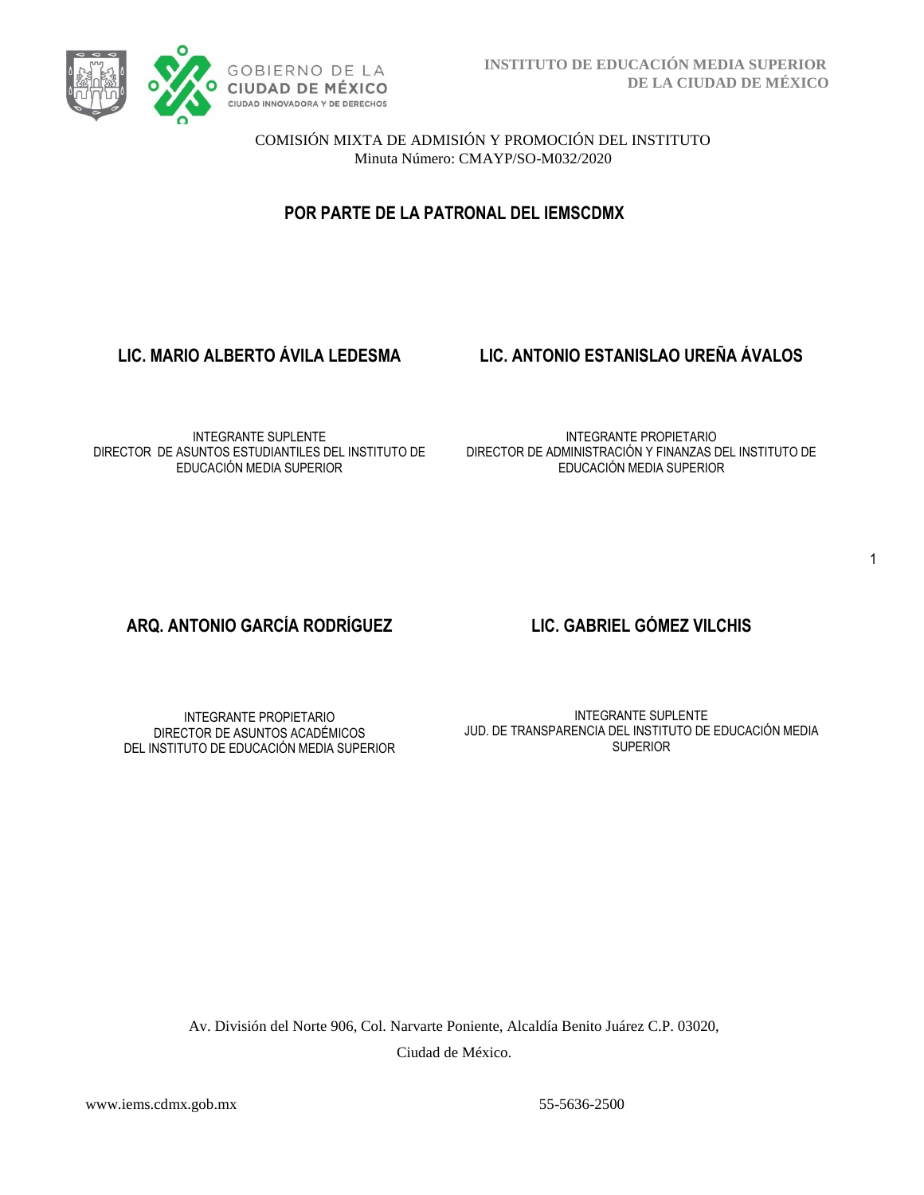COMISIÓN MIXTA DE ADMISIÓN Y PROMOCIÓN DEL INSTITUTO
Minuta Número: CMAYP/SO-M032/2020

## POR PARTE DE LA PATRONAL DEL IEMSCDMX

**LIC. MARIO ALBERTO ÁVILA LEDESMA**

INTEGRANTE SUPLENTE
DIRECTOR DE ASUNTOS ESTUDIANTILES DEL INSTITUTO DE EDUCACIÓN MEDIA SUPERIOR

**LIC. ANTONIO ESTANISLAO UREÑA ÁVALOS**

INTEGRANTE PROPIETARIO
DIRECTOR DE ADMINISTRACIÓN Y FINANZAS DEL INSTITUTO DE EDUCACIÓN MEDIA SUPERIOR

**ARQ. ANTONIO GARCÍA RODRÍGUEZ**

INTEGRANTE PROPIETARIO
DIRECTOR DE ASUNTOS ACADÉMICOS
DEL INSTITUTO DE EDUCACIÓN MEDIA SUPERIOR

**LIC. GABRIEL GÓMEZ VILCHIS**

INTEGRANTE SUPLENTE
JUD. DE TRANSPARENCIA DEL INSTITUTO DE EDUCACIÓN MEDIA SUPERIOR